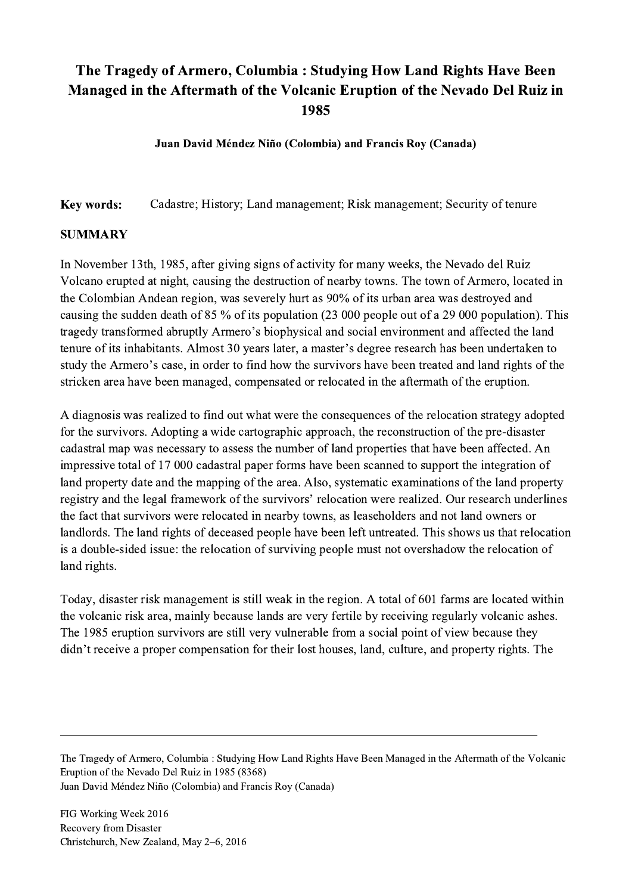# The Tragedy of Armero, Columbia : Studying How Land Rights Have Been Managed in the Aftermath of the Volcanic Eruption of the Nevado Del Ruiz in 1985

**Juan David Méndez Niño (Colombia) and Francis Roy (Canada)**

**Key words:** Cadastre; History; Land management; Risk management; Security of tenure

## SUMMARY

In November 13th, 1985, after giving signs of activity for many weeks, the Nevado del Ruiz Volcano erupted at night, causing the destruction of nearby towns. The town of Armero, located in the Colombian Andean region, was severely hurt as 90% of its urban area was destroyed and causing the sudden death of 85 % of its population (23 000 people out of a 29 000 population). This tragedy transformed abruptly Armero's biophysical and social environment and affected the land tenure of its inhabitants. Almost 30 years later, a master's degree research has been undertaken to study the Armero's case, in order to find how the survivors have been treated and land rights of the stricken area have been managed, compensated or relocated in the aftermath of the eruption.

A diagnosis was realized to find out what were the consequences of the relocation strategy adopted for the survivors. Adopting a wide cartographic approach, the reconstruction of the pre-disaster cadastral map was necessary to assess the number of land properties that have been affected. An impressive total of 17 000 cadastral paper forms have been scanned to support the integration of land property date and the mapping of the area. Also, systematic examinations of the land property registry and the legal framework of the survivors' relocation were realized. Our research underlines the fact that survivors were relocated in nearby towns, as leaseholders and not land owners or landlords. The land rights of deceased people have been left untreated. This shows us that relocation is a double-sided issue: the relocation of surviving people must not overshadow the relocation of land rights.

Today, disaster risk management is still weak in the region. A total of 601 farms are located within the volcanic risk area, mainly because lands are very fertile by receiving regularly volcanic ashes. The 1985 eruption survivors are still very vulnerable from a social point of view because they didn't receive a proper compensation for their lost houses, land, culture, and property rights. The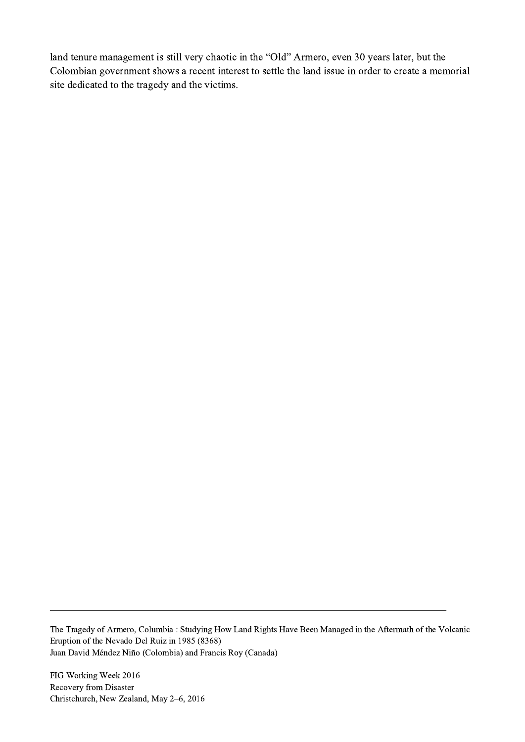land tenure management is still very chaotic in the "Old" Armero, even 30 years later, but the Colombian government shows a recent interest to settle the land issue in order to create a memorial site dedicated to the tragedy and the victims.